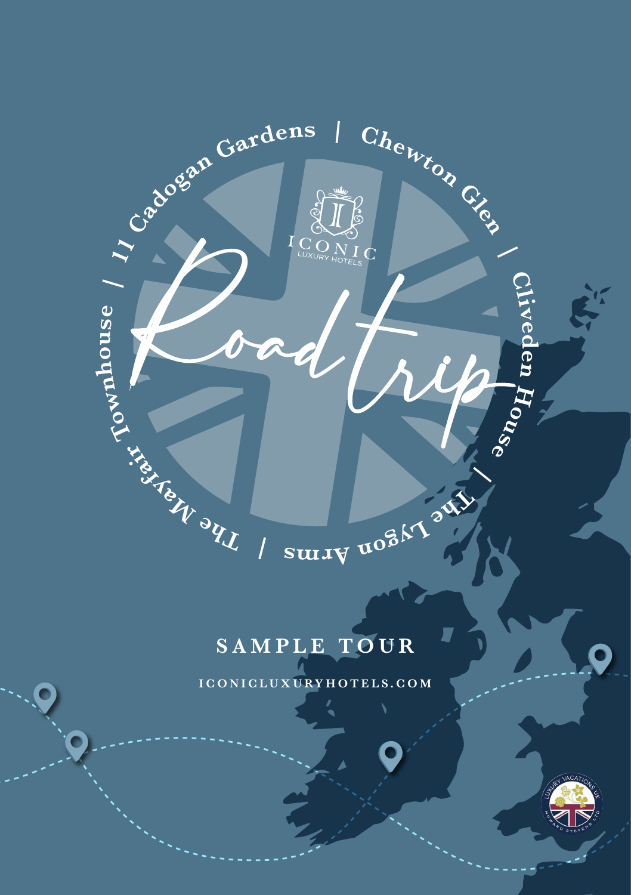11 Cadogan Gardens | Chewton Glen | Cliveden House | The Lygon Arms | The Mayfair Townhouse |

ICONIC LUXURY HOTELS

# Roadtrip

## SAMPLE TOUR

ICONICLUXURYHOTELS.COM

LUXURY VACATIONS UK · HOWARD STEVENS LTD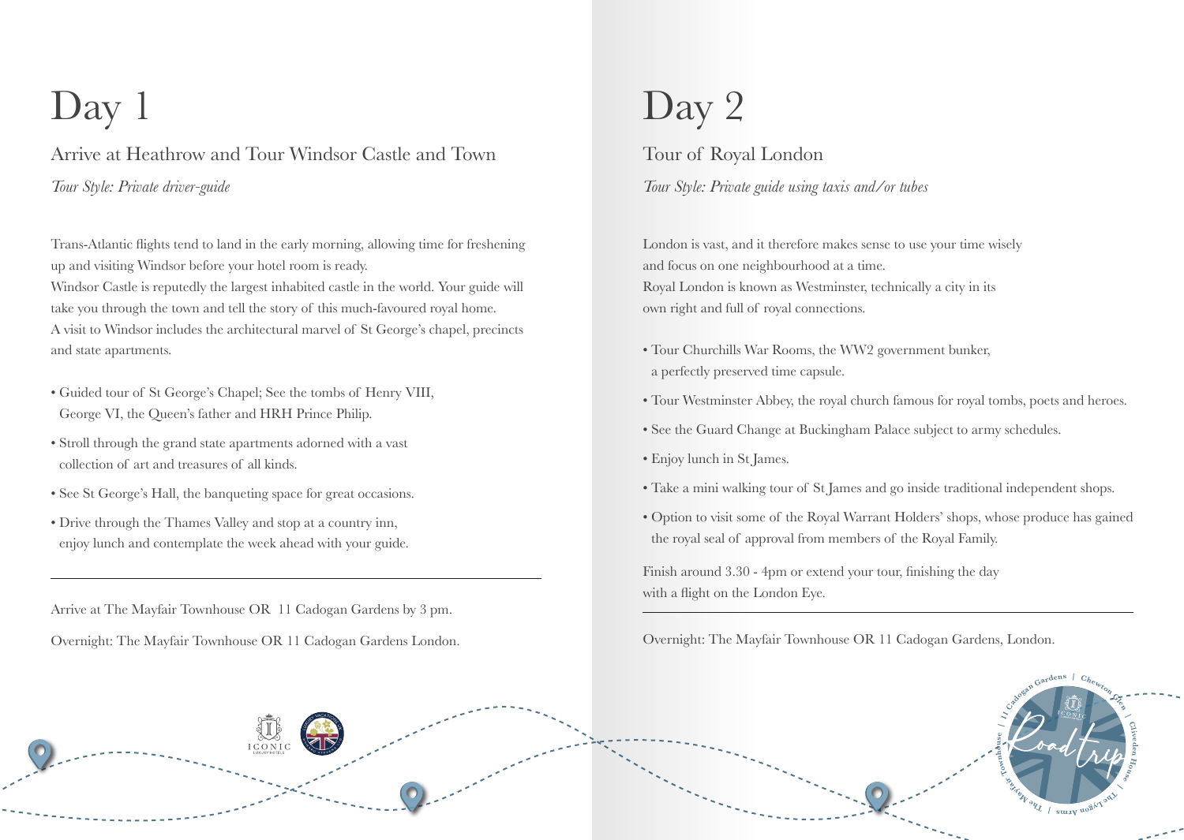# Day 1

## Arrive at Heathrow and Tour Windsor Castle and Town

*Tour Style: Private driver-guide*

Trans-Atlantic flights tend to land in the early morning, allowing time for freshening up and visiting Windsor before your hotel room is ready.
Windsor Castle is reputedly the largest inhabited castle in the world. Your guide will take you through the town and tell the story of this much-favoured royal home.
A visit to Windsor includes the architectural marvel of St George's chapel, precincts and state apartments.

- Guided tour of St George's Chapel; See the tombs of Henry VIII, George VI, the Queen's father and HRH Prince Philip.
- Stroll through the grand state apartments adorned with a vast collection of art and treasures of all kinds.
- See St George's Hall, the banqueting space for great occasions.
- Drive through the Thames Valley and stop at a country inn, enjoy lunch and contemplate the week ahead with your guide.

---

Arrive at The Mayfair Townhouse OR 11 Cadogan Gardens by 3 pm.

Overnight: The Mayfair Townhouse OR 11 Cadogan Gardens London.

# Day 2

## Tour of Royal London

*Tour Style: Private guide using taxis and/or tubes*

London is vast, and it therefore makes sense to use your time wisely and focus on one neighbourhood at a time.
Royal London is known as Westminster, technically a city in its own right and full of royal connections.

- Tour Churchills War Rooms, the WW2 government bunker, a perfectly preserved time capsule.
- Tour Westminster Abbey, the royal church famous for royal tombs, poets and heroes.
- See the Guard Change at Buckingham Palace subject to army schedules.
- Enjoy lunch in St James.
- Take a mini walking tour of St James and go inside traditional independent shops.
- Option to visit some of the Royal Warrant Holders' shops, whose produce has gained the royal seal of approval from members of the Royal Family.

Finish around 3.30 - 4pm or extend your tour, finishing the day with a flight on the London Eye.

---

Overnight: The Mayfair Townhouse OR 11 Cadogan Gardens, London.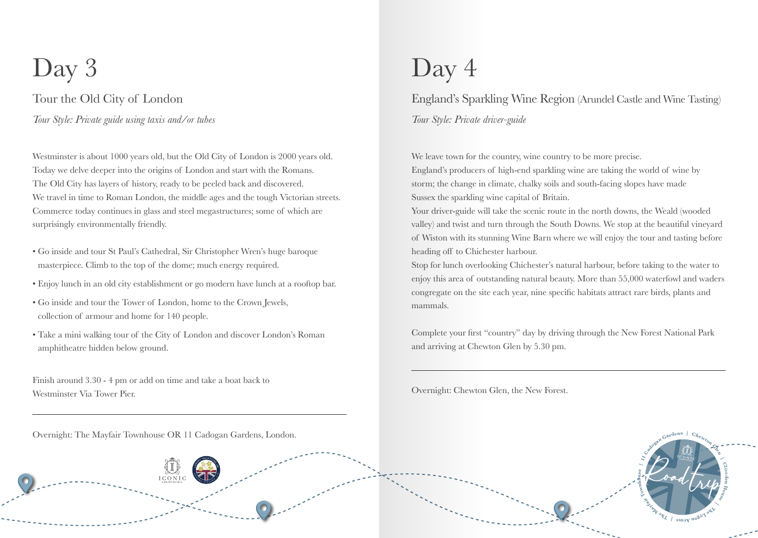# Day 3

## Tour the Old City of London

*Tour Style: Private guide using taxis and/or tubes*

Westminster is about 1000 years old, but the Old City of London is 2000 years old. Today we delve deeper into the origins of London and start with the Romans. The Old City has layers of history, ready to be peeled back and discovered. We travel in time to Roman London, the middle ages and the tough Victorian streets. Commerce today continues in glass and steel megastructures; some of which are surprisingly environmentally friendly.

- Go inside and tour St Paul's Cathedral, Sir Christopher Wren's huge baroque masterpiece. Climb to the top of the dome; much energy required.
- Enjoy lunch in an old city establishment or go modern have lunch at a rooftop bar.
- Go inside and tour the Tower of London, home to the Crown Jewels, collection of armour and home for 140 people.
- Take a mini walking tour of the City of London and discover London's Roman amphitheatre hidden below ground.

Finish around 3.30 - 4 pm or add on time and take a boat back to Westminster Via Tower Pier.

---

Overnight: The Mayfair Townhouse OR 11 Cadogan Gardens, London.

# Day 4

## England's Sparkling Wine Region (Arundel Castle and Wine Tasting)

*Tour Style: Private driver-guide*

We leave town for the country, wine country to be more precise.
England's producers of high-end sparkling wine are taking the world of wine by storm; the change in climate, chalky soils and south-facing slopes have made Sussex the sparkling wine capital of Britain.
Your driver-guide will take the scenic route in the north downs, the Weald (wooded valley) and twist and turn through the South Downs. We stop at the beautiful vineyard of Wiston with its stunning Wine Barn where we will enjoy the tour and tasting before heading off to Chichester harbour.
Stop for lunch overlooking Chichester's natural harbour, before taking to the water to enjoy this area of outstanding natural beauty. More than 55,000 waterfowl and waders congregate on the site each year, nine specific habitats attract rare birds, plants and mammals.

Complete your first "country" day by driving through the New Forest National Park and arriving at Chewton Glen by 5.30 pm.

---

Overnight: Chewton Glen, the New Forest.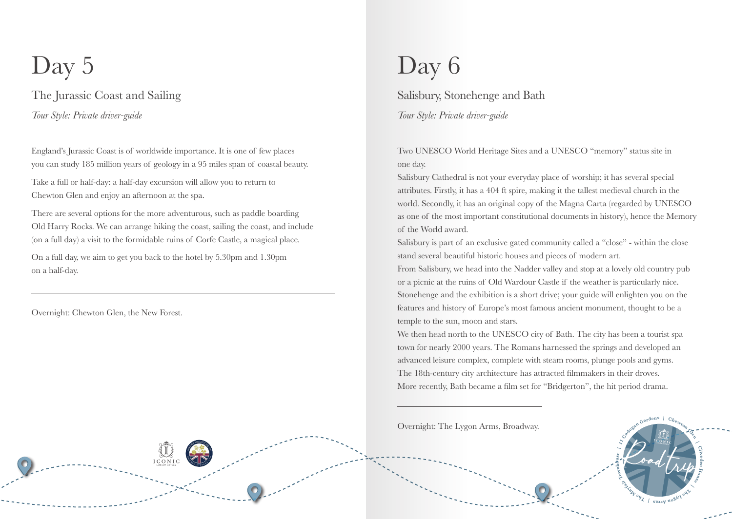# Day 5

## The Jurassic Coast and Sailing

*Tour Style: Private driver-guide*

England's Jurassic Coast is of worldwide importance. It is one of few places you can study 185 million years of geology in a 95 miles span of coastal beauty.

Take a full or half-day: a half-day excursion will allow you to return to Chewton Glen and enjoy an afternoon at the spa.

There are several options for the more adventurous, such as paddle boarding Old Harry Rocks. We can arrange hiking the coast, sailing the coast, and include (on a full day) a visit to the formidable ruins of Corfe Castle, a magical place.

On a full day, we aim to get you back to the hotel by 5.30pm and 1.30pm on a half-day.

---

Overnight: Chewton Glen, the New Forest.

# Day 6

## Salisbury, Stonehenge and Bath

*Tour Style: Private driver-guide*

Two UNESCO World Heritage Sites and a UNESCO "memory" status site in one day.

Salisbury Cathedral is not your everyday place of worship; it has several special attributes. Firstly, it has a 404 ft spire, making it the tallest medieval church in the world. Secondly, it has an original copy of the Magna Carta (regarded by UNESCO as one of the most important constitutional documents in history), hence the Memory of the World award.

Salisbury is part of an exclusive gated community called a "close" - within the close stand several beautiful historic houses and pieces of modern art.

From Salisbury, we head into the Nadder valley and stop at a lovely old country pub or a picnic at the ruins of Old Wardour Castle if the weather is particularly nice.

Stonehenge and the exhibition is a short drive; your guide will enlighten you on the features and history of Europe's most famous ancient monument, thought to be a temple to the sun, moon and stars.

We then head north to the UNESCO city of Bath. The city has been a tourist spa town for nearly 2000 years. The Romans harnessed the springs and developed an advanced leisure complex, complete with steam rooms, plunge pools and gyms. The 18th-century city architecture has attracted filmmakers in their droves. More recently, Bath became a film set for "Bridgerton", the hit period drama.

---

Overnight: The Lygon Arms, Broadway.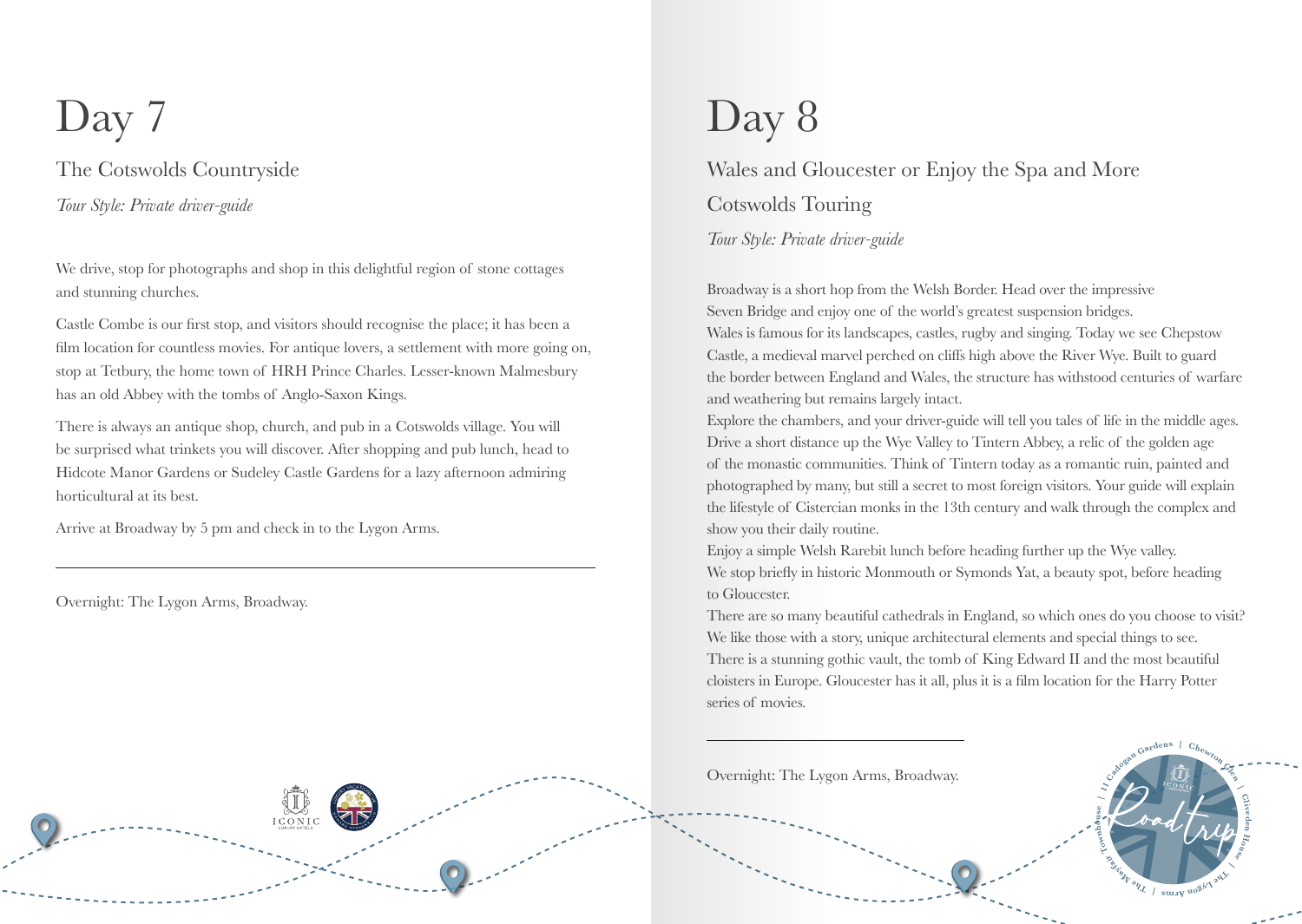# Day 7

## The Cotswolds Countryside

*Tour Style: Private driver-guide*

We drive, stop for photographs and shop in this delightful region of stone cottages and stunning churches.

Castle Combe is our first stop, and visitors should recognise the place; it has been a film location for countless movies. For antique lovers, a settlement with more going on, stop at Tetbury, the home town of HRH Prince Charles. Lesser-known Malmesbury has an old Abbey with the tombs of Anglo-Saxon Kings.

There is always an antique shop, church, and pub in a Cotswolds village. You will be surprised what trinkets you will discover. After shopping and pub lunch, head to Hidcote Manor Gardens or Sudeley Castle Gardens for a lazy afternoon admiring horticultural at its best.

Arrive at Broadway by 5 pm and check in to the Lygon Arms.

---

Overnight: The Lygon Arms, Broadway.

# Day 8

## Wales and Gloucester or Enjoy the Spa and More Cotswolds Touring

*Tour Style: Private driver-guide*

Broadway is a short hop from the Welsh Border. Head over the impressive Seven Bridge and enjoy one of the world's greatest suspension bridges.

Wales is famous for its landscapes, castles, rugby and singing. Today we see Chepstow Castle, a medieval marvel perched on cliffs high above the River Wye. Built to guard the border between England and Wales, the structure has withstood centuries of warfare and weathering but remains largely intact.

Explore the chambers, and your driver-guide will tell you tales of life in the middle ages.

Drive a short distance up the Wye Valley to Tintern Abbey, a relic of the golden age of the monastic communities. Think of Tintern today as a romantic ruin, painted and photographed by many, but still a secret to most foreign visitors. Your guide will explain the lifestyle of Cistercian monks in the 13th century and walk through the complex and show you their daily routine.

Enjoy a simple Welsh Rarebit lunch before heading further up the Wye valley.

We stop briefly in historic Monmouth or Symonds Yat, a beauty spot, before heading to Gloucester.

There are so many beautiful cathedrals in England, so which ones do you choose to visit? We like those with a story, unique architectural elements and special things to see. There is a stunning gothic vault, the tomb of King Edward II and the most beautiful cloisters in Europe. Gloucester has it all, plus it is a film location for the Harry Potter series of movies.

---

Overnight: The Lygon Arms, Broadway.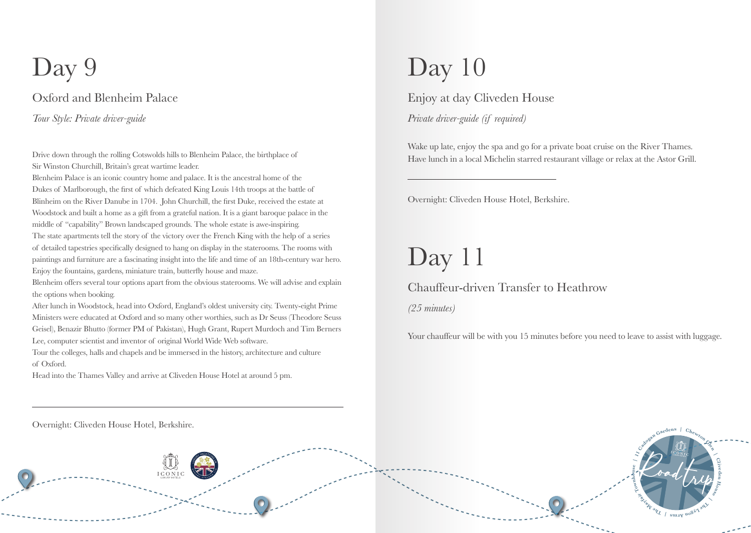# Day 9

## Oxford and Blenheim Palace

*Tour Style: Private driver-guide*

Drive down through the rolling Cotswolds hills to Blenheim Palace, the birthplace of Sir Winston Churchill, Britain's great wartime leader.

Blenheim Palace is an iconic country home and palace. It is the ancestral home of the Dukes of Marlborough, the first of which defeated King Louis 14th troops at the battle of Blinheim on the River Danube in 1704. John Churchill, the first Duke, received the estate at Woodstock and built a home as a gift from a grateful nation. It is a giant baroque palace in the middle of "capability" Brown landscaped grounds. The whole estate is awe-inspiring.

The state apartments tell the story of the victory over the French King with the help of a series of detailed tapestries specifically designed to hang on display in the staterooms. The rooms with paintings and furniture are a fascinating insight into the life and time of an 18th-century war hero.

Enjoy the fountains, gardens, miniature train, butterfly house and maze.

Blenheim offers several tour options apart from the obvious staterooms. We will advise and explain the options when booking.

After lunch in Woodstock, head into Oxford, England's oldest university city. Twenty-eight Prime Ministers were educated at Oxford and so many other worthies, such as Dr Seuss (Theodore Seuss Geisel), Benazir Bhutto (former PM of Pakistan), Hugh Grant, Rupert Murdoch and Tim Berners Lee, computer scientist and inventor of original World Wide Web software.

Tour the colleges, halls and chapels and be immersed in the history, architecture and culture of Oxford.

Head into the Thames Valley and arrive at Cliveden House Hotel at around 5 pm.

---

Overnight: Cliveden House Hotel, Berkshire.

# Day 10

## Enjoy at day Cliveden House

*Private driver-guide (if required)*

Wake up late, enjoy the spa and go for a private boat cruise on the River Thames. Have lunch in a local Michelin starred restaurant village or relax at the Astor Grill.

---

Overnight: Cliveden House Hotel, Berkshire.

# Day 11

## Chauffeur-driven Transfer to Heathrow

*(25 minutes)*

Your chauffeur will be with you 15 minutes before you need to leave to assist with luggage.